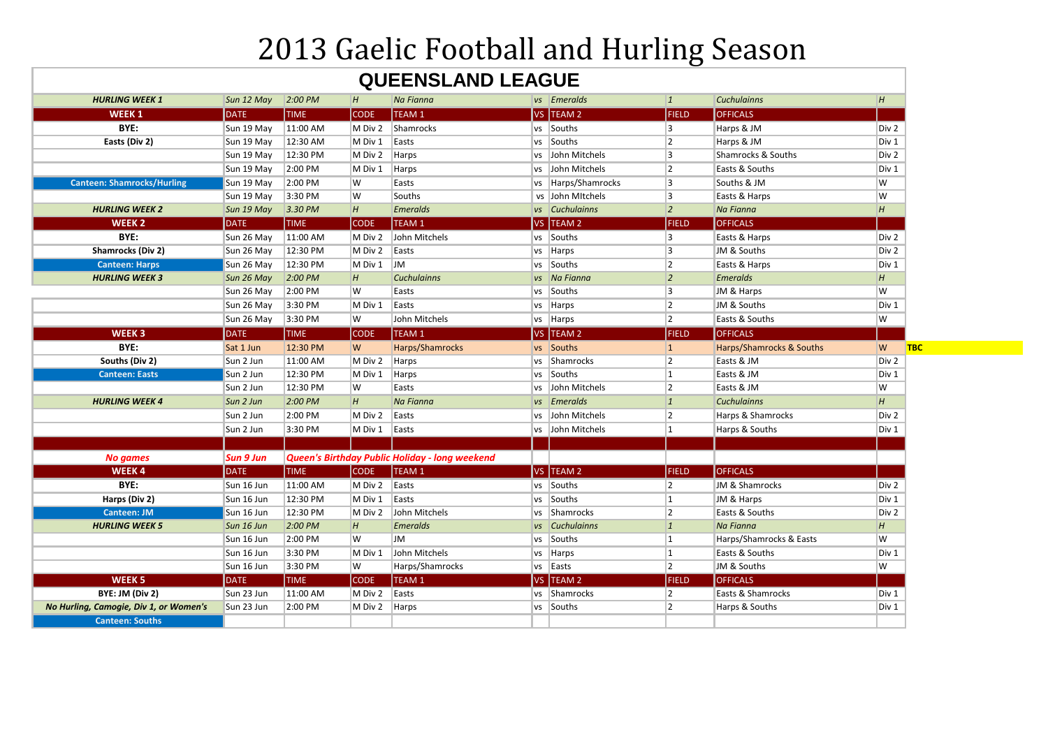# 2013 Gaelic Football and Hurling Season

## QUEENSLAND LEAGUE

| | | | | | | | | | | |
|---|---|---|---|---|---|---|---|---|---|---|
| *HURLING WEEK 1* | *Sun 12 May* | *2:00 PM* | *H* | *Na Fianna* | *vs* | *Emeralds* | *1* | *Cuchulainns* | *H* | |
| **WEEK 1** | DATE | TIME | CODE | TEAM 1 | VS | TEAM 2 | FIELD | OFFICALS | | |
| **BYE:** | Sun 19 May | 11:00 AM | M Div 2 | Shamrocks | vs | Souths | 3 | Harps & JM | Div 2 | |
| **Easts (Div 2)** | Sun 19 May | 12:30 AM | M Div 1 | Easts | vs | Souths | 2 | Harps & JM | Div 1 | |
| | Sun 19 May | 12:30 PM | M Div 2 | Harps | vs | John Mitchels | 3 | Shamrocks & Souths | Div 2 | |
| | Sun 19 May | 2:00 PM | M Div 1 | Harps | vs | John Mitchels | 2 | Easts & Souths | Div 1 | |
| **Canteen: Shamrocks/Hurling** | Sun 19 May | 2:00 PM | W | Easts | vs | Harps/Shamrocks | 3 | Souths & JM | W | |
| | Sun 19 May | 3:30 PM | W | Souths | vs | John MItchels | 3 | Easts & Harps | W | |
| *HURLING WEEK 2* | *Sun 19 May* | *3.30 PM* | *H* | *Emeralds* | *vs* | *Cuchulainns* | *2* | *Na Fianna* | *H* | |
| **WEEK 2** | DATE | TIME | CODE | TEAM 1 | VS | TEAM 2 | FIELD | OFFICALS | | |
| **BYE:** | Sun 26 May | 11:00 AM | M Div 2 | John Mitchels | vs | Souths | 3 | Easts & Harps | Div 2 | |
| **Shamrocks (Div 2)** | Sun 26 May | 12:30 PM | M Div 2 | Easts | vs | Harps | 3 | JM & Souths | Div 2 | |
| **Canteen: Harps** | Sun 26 May | 12:30 PM | M Div 1 | JM | vs | Souths | 2 | Easts & Harps | Div 1 | |
| *HURLING WEEK 3* | *Sun 26 May* | *2:00 PM* | *H* | *Cuchulainns* | *vs* | *Na Fianna* | *2* | *Emeralds* | *H* | |
| | Sun 26 May | 2:00 PM | W | Easts | vs | Souths | 3 | JM & Harps | W | |
| | Sun 26 May | 3:30 PM | M Div 1 | Easts | vs | Harps | 2 | JM & Souths | Div 1 | |
| | Sun 26 May | 3:30 PM | W | John Mitchels | vs | Harps | 2 | Easts & Souths | W | |
| **WEEK 3** | DATE | TIME | CODE | TEAM 1 | VS | TEAM 2 | FIELD | OFFICALS | | |
| **BYE:** | Sat 1 Jun | 12:30 PM | W | Harps/Shamrocks | vs | Souths | 1 | Harps/Shamrocks & Souths | W | **TBC** |
| **Souths (Div 2)** | Sun 2 Jun | 11:00 AM | M Div 2 | Harps | vs | Shamrocks | 2 | Easts & JM | Div 2 | |
| **Canteen: Easts** | Sun 2 Jun | 12:30 PM | M Div 1 | Harps | vs | Souths | 1 | Easts & JM | Div 1 | |
| | Sun 2 Jun | 12:30 PM | W | Easts | vs | John Mitchels | 2 | Easts & JM | W | |
| *HURLING WEEK 4* | *Sun 2 Jun* | *2:00 PM* | *H* | *Na Fianna* | *vs* | *Emeralds* | *1* | *Cuchulainns* | *H* | |
| | Sun 2 Jun | 2:00 PM | M Div 2 | Easts | vs | John Mitchels | 2 | Harps & Shamrocks | Div 2 | |
| | Sun 2 Jun | 3:30 PM | M Div 1 | Easts | vs | John Mitchels | 1 | Harps & Souths | Div 1 | |
| | | | | | | | | | | |
| ***No games*** | ***Sun 9 Jun*** | ***Queen's Birthday Public Holiday - long weekend*** | | | | | | | | |
| **WEEK 4** | DATE | TIME | CODE | TEAM 1 | VS | TEAM 2 | FIELD | OFFICALS | | |
| **BYE:** | Sun 16 Jun | 11:00 AM | M Div 2 | Easts | vs | Souths | 2 | JM & Shamrocks | Div 2 | |
| **Harps (Div 2)** | Sun 16 Jun | 12:30 PM | M Div 1 | Easts | vs | Souths | 1 | JM & Harps | Div 1 | |
| **Canteen: JM** | Sun 16 Jun | 12:30 PM | M Div 2 | John Mitchels | vs | Shamrocks | 2 | Easts & Souths | Div 2 | |
| *HURLING WEEK 5* | *Sun 16 Jun* | *2:00 PM* | *H* | *Emeralds* | *vs* | *Cuchulainns* | *1* | *Na Fianna* | *H* | |
| | Sun 16 Jun | 2:00 PM | W | JM | vs | Souths | 1 | Harps/Shamrocks & Easts | W | |
| | Sun 16 Jun | 3:30 PM | M Div 1 | John Mitchels | vs | Harps | 1 | Easts & Souths | Div 1 | |
| | Sun 16 Jun | 3:30 PM | W | Harps/Shamrocks | vs | Easts | 2 | JM & Souths | W | |
| **WEEK 5** | DATE | TIME | CODE | TEAM 1 | VS | TEAM 2 | FIELD | OFFICALS | | |
| **BYE: JM (Div 2)** | Sun 23 Jun | 11:00 AM | M Div 2 | Easts | vs | Shamrocks | 2 | Easts & Shamrocks | Div 1 | |
| ***No Hurling, Camogie, Div 1, or Women's*** | Sun 23 Jun | 2:00 PM | M Div 2 | Harps | vs | Souths | 2 | Harps & Souths | Div 1 | |
| **Canteen: Souths** | | | | | | | | | | |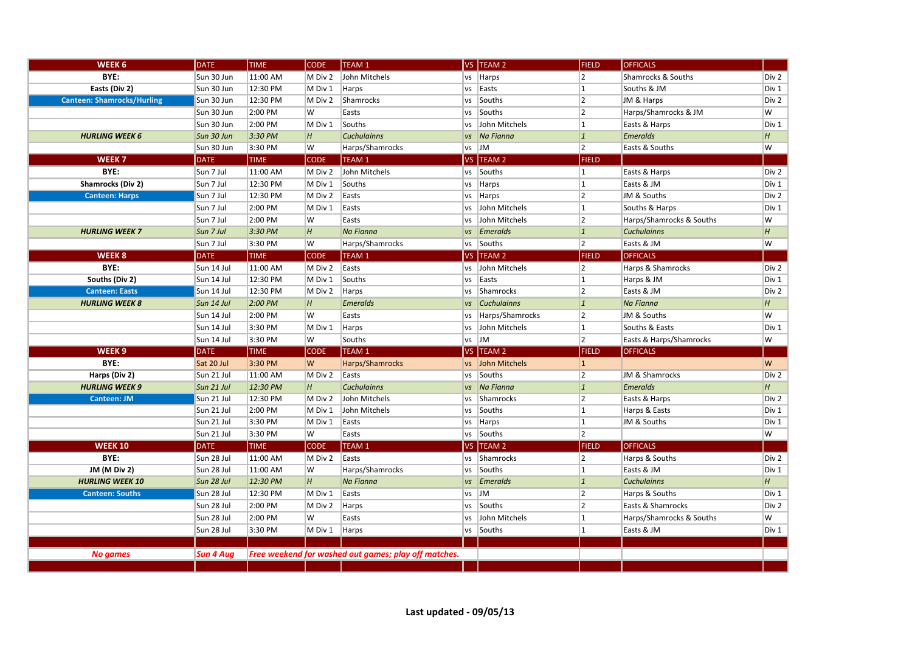| WEEK 6 | DATE | TIME | CODE | TEAM 1 | VS | TEAM 2 | FIELD | OFFICALS | |
|---|---|---|---|---|---|---|---|---|---|
| **BYE:** | Sun 30 Jun | 11:00 AM | M Div 2 | John Mitchels | vs | Harps | 2 | Shamrocks & Souths | Div 2 |
| **Easts (Div 2)** | Sun 30 Jun | 12:30 PM | M Div 1 | Harps | vs | Easts | 1 | Souths & JM | Div 1 |
| **Canteen: Shamrocks/Hurling** | Sun 30 Jun | 12:30 PM | M Div 2 | Shamrocks | vs | Souths | 2 | JM & Harps | Div 2 |
| | Sun 30 Jun | 2:00 PM | W | Easts | vs | Souths | 2 | Harps/Shamrocks & JM | W |
| | Sun 30 Jun | 2:00 PM | M Div 1 | Souths | vs | John Mitchels | 1 | Easts & Harps | Div 1 |
| ***HURLING WEEK 6*** | *Sun 30 Jun* | *3:30 PM* | *H* | *Cuchulainns* | *vs* | *Na Fianna* | *1* | *Emeralds* | *H* |
| | Sun 30 Jun | 3:30 PM | W | Harps/Shamrocks | vs | JM | 2 | Easts & Souths | W |
| **WEEK 7** | DATE | TIME | CODE | TEAM 1 | VS | TEAM 2 | FIELD | | |
| **BYE:** | Sun 7 Jul | 11:00 AM | M Div 2 | John Mitchels | vs | Souths | 1 | Easts & Harps | Div 2 |
| **Shamrocks (Div 2)** | Sun 7 Jul | 12:30 PM | M Div 1 | Souths | vs | Harps | 1 | Easts & JM | Div 1 |
| **Canteen: Harps** | Sun 7 Jul | 12:30 PM | M Div 2 | Easts | vs | Harps | 2 | JM & Souths | Div 2 |
| | Sun 7 Jul | 2:00 PM | M Div 1 | Easts | vs | John Mitchels | 1 | Souths & Harps | Div 1 |
| | Sun 7 Jul | 2:00 PM | W | Easts | vs | John Mitchels | 2 | Harps/Shamrocks & Souths | W |
| ***HURLING WEEK 7*** | *Sun 7 Jul* | *3:30 PM* | *H* | *Na Fianna* | *vs* | *Emeralds* | *1* | *Cuchulainns* | *H* |
| | Sun 7 Jul | 3:30 PM | W | Harps/Shamrocks | vs | Souths | 2 | Easts & JM | W |
| **WEEK 8** | DATE | TIME | CODE | TEAM 1 | VS | TEAM 2 | FIELD | OFFICALS | |
| **BYE:** | Sun 14 Jul | 11:00 AM | M Div 2 | Easts | vs | John Mitchels | 2 | Harps & Shamrocks | Div 2 |
| **Souths (Div 2)** | Sun 14 Jul | 12:30 PM | M Div 1 | Souths | vs | Easts | 1 | Harps & JM | Div 1 |
| **Canteen: Easts** | Sun 14 Jul | 12:30 PM | M Div 2 | Harps | vs | Shamrocks | 2 | Easts & JM | Div 2 |
| ***HURLING WEEK 8*** | *Sun 14 Jul* | *2:00 PM* | *H* | *Emeralds* | *vs* | *Cuchulainns* | *1* | *Na Fianna* | *H* |
| | Sun 14 Jul | 2:00 PM | W | Easts | vs | Harps/Shamrocks | 2 | JM & Souths | W |
| | Sun 14 Jul | 3:30 PM | M Div 1 | Harps | vs | John Mitchels | 1 | Souths & Easts | Div 1 |
| | Sun 14 Jul | 3:30 PM | W | Souths | vs | JM | 2 | Easts & Harps/Shamrocks | W |
| **WEEK 9** | DATE | TIME | CODE | TEAM 1 | VS | TEAM 2 | FIELD | OFFICALS | |
| **BYE:** | Sat 20 Jul | 3:30 PM | W | Harps/Shamrocks | vs | John Mitchels | 1 | | W |
| **Harps (Div 2)** | Sun 21 Jul | 11:00 AM | M Div 2 | Easts | vs | Souths | 2 | JM & Shamrocks | Div 2 |
| ***HURLING WEEK 9*** | *Sun 21 Jul* | *12:30 PM* | *H* | *Cuchulainns* | *vs* | *Na Fianna* | *1* | *Emeralds* | *H* |
| **Canteen: JM** | Sun 21 Jul | 12:30 PM | M Div 2 | John Mitchels | vs | Shamrocks | 2 | Easts & Harps | Div 2 |
| | Sun 21 Jul | 2:00 PM | M Div 1 | John Mitchels | vs | Souths | 1 | Harps & Easts | Div 1 |
| | Sun 21 Jul | 3:30 PM | M Div 1 | Easts | vs | Harps | 1 | JM & Souths | Div 1 |
| | Sun 21 Jul | 3:30 PM | W | Easts | vs | Souths | 2 | | W |
| **WEEK 10** | DATE | TIME | CODE | TEAM 1 | VS | TEAM 2 | FIELD | OFFICALS | |
| **BYE:** | Sun 28 Jul | 11:00 AM | M Div 2 | Easts | vs | Shamrocks | 2 | Harps & Souths | Div 2 |
| **JM (M Div 2)** | Sun 28 Jul | 11:00 AM | W | Harps/Shamrocks | vs | Souths | 1 | Easts & JM | Div 1 |
| ***HURLING WEEK 10*** | *Sun 28 Jul* | *12:30 PM* | *H* | *Na Fianna* | *vs* | *Emeralds* | *1* | *Cuchulainns* | *H* |
| **Canteen: Souths** | Sun 28 Jul | 12:30 PM | M Div 1 | Easts | vs | JM | 2 | Harps & Souths | Div 1 |
| | Sun 28 Jul | 2:00 PM | M Div 2 | Harps | vs | Souths | 2 | Easts & Shamrocks | Div 2 |
| | Sun 28 Jul | 2:00 PM | W | Easts | vs | John Mitchels | 1 | Harps/Shamrocks & Souths | W |
| | Sun 28 Jul | 3:30 PM | M Div 1 | Harps | vs | Souths | 1 | Easts & JM | Div 1 |
| | | | | | | | | | |
| ***No games*** | ***Sun 4 Aug*** | ***Free weekend for washed out games; play off matches.*** | | | | | | | |
| | | | | | | | | | |

**Last updated - 09/05/13**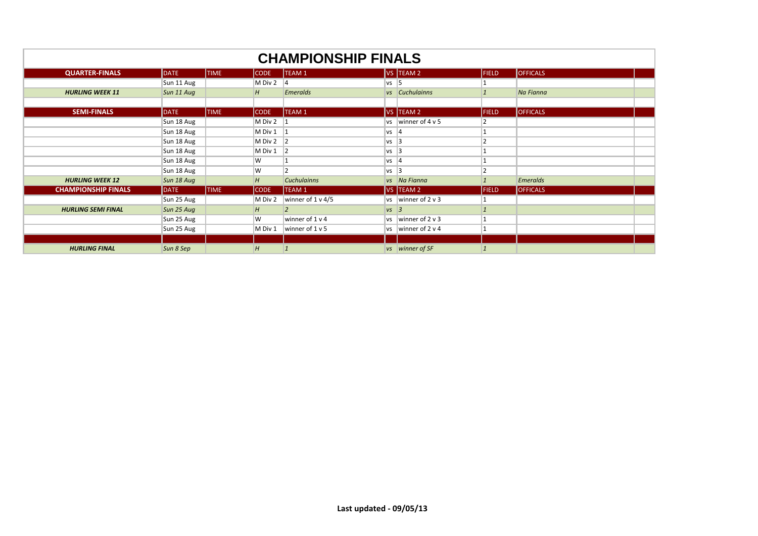# CHAMPIONSHIP FINALS

| QUARTER-FINALS | DATE | TIME | CODE | TEAM 1 | VS | TEAM 2 | FIELD | OFFICALS | |
|---|---|---|---|---|---|---|---|---|---|
| | Sun 11 Aug | | M Div 2 | 4 | vs | 5 | 1 | | |
| *HURLING WEEK 11* | *Sun 11 Aug* | | *H* | *Emeralds* | *vs* | *Cuchulainns* | *1* | *Na Fianna* | |
| | | | | | | | | | |
| **SEMI-FINALS** | **DATE** | **TIME** | **CODE** | **TEAM 1** | **VS** | **TEAM 2** | **FIELD** | **OFFICALS** | |
| | Sun 18 Aug | | M Div 2 | 1 | vs | winner of 4 v 5 | 2 | | |
| | Sun 18 Aug | | M Div 1 | 1 | vs | 4 | 1 | | |
| | Sun 18 Aug | | M Div 2 | 2 | vs | 3 | 2 | | |
| | Sun 18 Aug | | M Div 1 | 2 | vs | 3 | 1 | | |
| | Sun 18 Aug | | W | 1 | vs | 4 | 1 | | |
| | Sun 18 Aug | | W | 2 | vs | 3 | 2 | | |
| *HURLING WEEK 12* | *Sun 18 Aug* | | *H* | *Cuchulainns* | *vs* | *Na Fianna* | *1* | *Emeralds* | |
| **CHAMPIONSHIP FINALS** | **DATE** | **TIME** | **CODE** | **TEAM 1** | **VS** | **TEAM 2** | **FIELD** | **OFFICALS** | |
| | Sun 25 Aug | | M Div 2 | winner of 1 v 4/5 | vs | winner of 2 v 3 | 1 | | |
| *HURLING SEMI FINAL* | *Sun 25 Aug* | | *H* | *2* | *vs* | *3* | *1* | | |
| | Sun 25 Aug | | W | winner of 1 v 4 | vs | winner of 2 v 3 | 1 | | |
| | Sun 25 Aug | | M Div 1 | winner of 1 v 5 | vs | winner of 2 v 4 | 1 | | |
| | | | | | | | | | |
| *HURLING FINAL* | *Sun 8 Sep* | | *H* | *1* | *vs* | *winner of SF* | *1* | | |

**Last updated - 09/05/13**